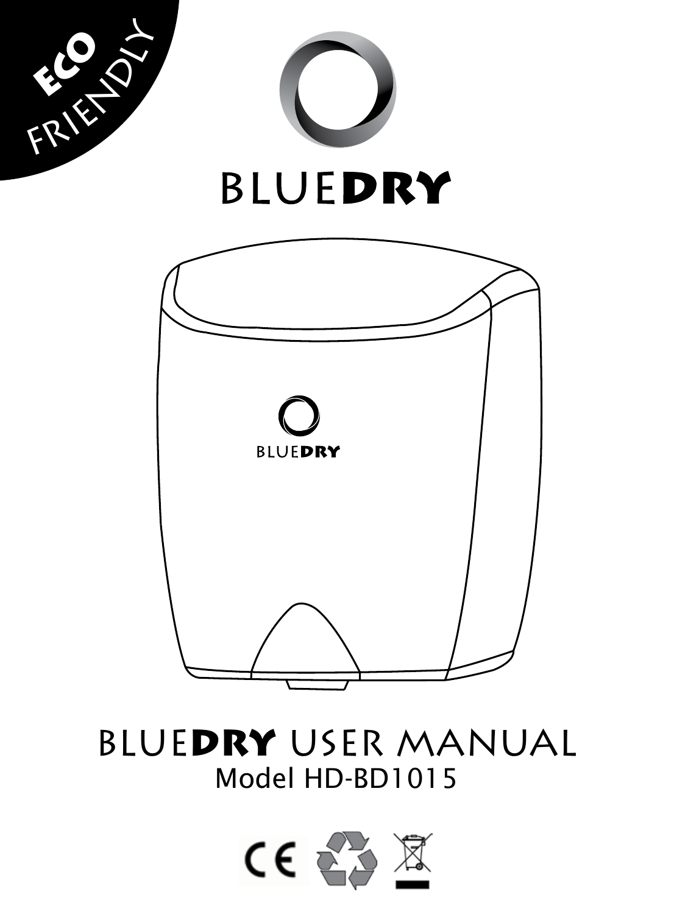ECO FRIENDLY

# BLUEDRY

# BLUEDRY USER MANUAL

Model HD-BD1015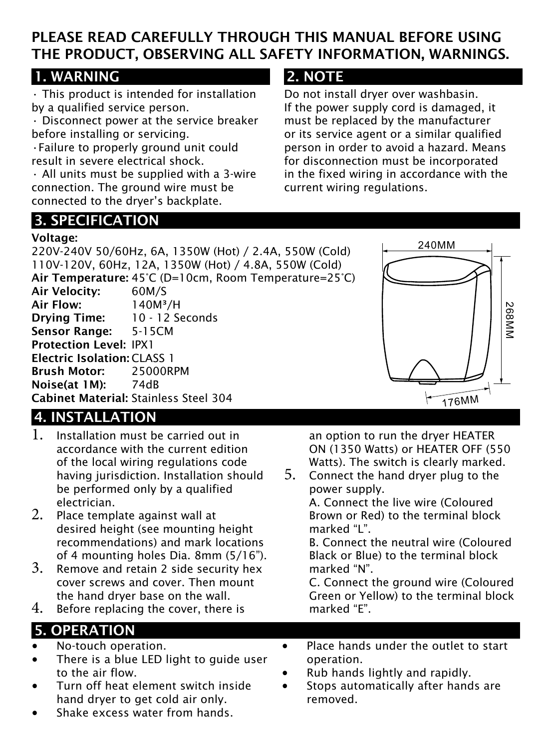**PLEASE READ CAREFULLY THROUGH THIS MANUAL BEFORE USING THE PRODUCT, OBSERVING ALL SAFETY INFORMATION, WARNINGS.**

## 1. WARNING

- This product is intended for installation by a qualified service person.
- Disconnect power at the service breaker before installing or servicing.
- Failure to properly ground unit could result in severe electrical shock.
- All units must be supplied with a 3-wire connection. The ground wire must be connected to the dryer's backplate.

## 2. NOTE

Do not install dryer over washbasin.
If the power supply cord is damaged, it must be replaced by the manufacturer or its service agent or a similar qualified person in order to avoid a hazard. Means for disconnection must be incorporated in the fixed wiring in accordance with the current wiring regulations.

## 3. SPECIFICATION

**Voltage:**
220V-240V 50/60Hz, 6A, 1350W (Hot) / 2.4A, 550W (Cold)
110V-120V, 60Hz, 12A, 1350W (Hot) / 4.8A, 550W (Cold)
**Air Temperature:** 45°C (D=10cm, Room Temperature=25°C)
**Air Velocity:** 60M/S
**Air Flow:** 140M³/H
**Drying Time:** 10 - 12 Seconds
**Sensor Range:** 5-15CM
**Protection Level:** IPX1
**Electric Isolation:** CLASS 1
**Brush Motor:** 25000RPM
**Noise(at 1M):** 74dB
**Cabinet Material:** Stainless Steel 304

240MM
268MM
176MM

## 4. INSTALLATION

1. Installation must be carried out in accordance with the current edition of the local wiring regulations code having jurisdiction. Installation should be performed only by a qualified electrician.
2. Place template against wall at desired height (see mounting height recommendations) and mark locations of 4 mounting holes Dia. 8mm (5/16").
3. Remove and retain 2 side security hex cover screws and cover. Then mount the hand dryer base on the wall.
4. Before replacing the cover, there is an option to run the dryer HEATER ON (1350 Watts) or HEATER OFF (550 Watts). The switch is clearly marked.
5. Connect the hand dryer plug to the power supply.
   A. Connect the live wire (Coloured Brown or Red) to the terminal block marked "L".
   B. Connect the neutral wire (Coloured Black or Blue) to the terminal block marked "N".
   C. Connect the ground wire (Coloured Green or Yellow) to the terminal block marked "E".

## 5. OPERATION

- No-touch operation.
- There is a blue LED light to guide user to the air flow.
- Turn off heat element switch inside hand dryer to get cold air only.
- Shake excess water from hands.
- Place hands under the outlet to start operation.
- Rub hands lightly and rapidly.
- Stops automatically after hands are removed.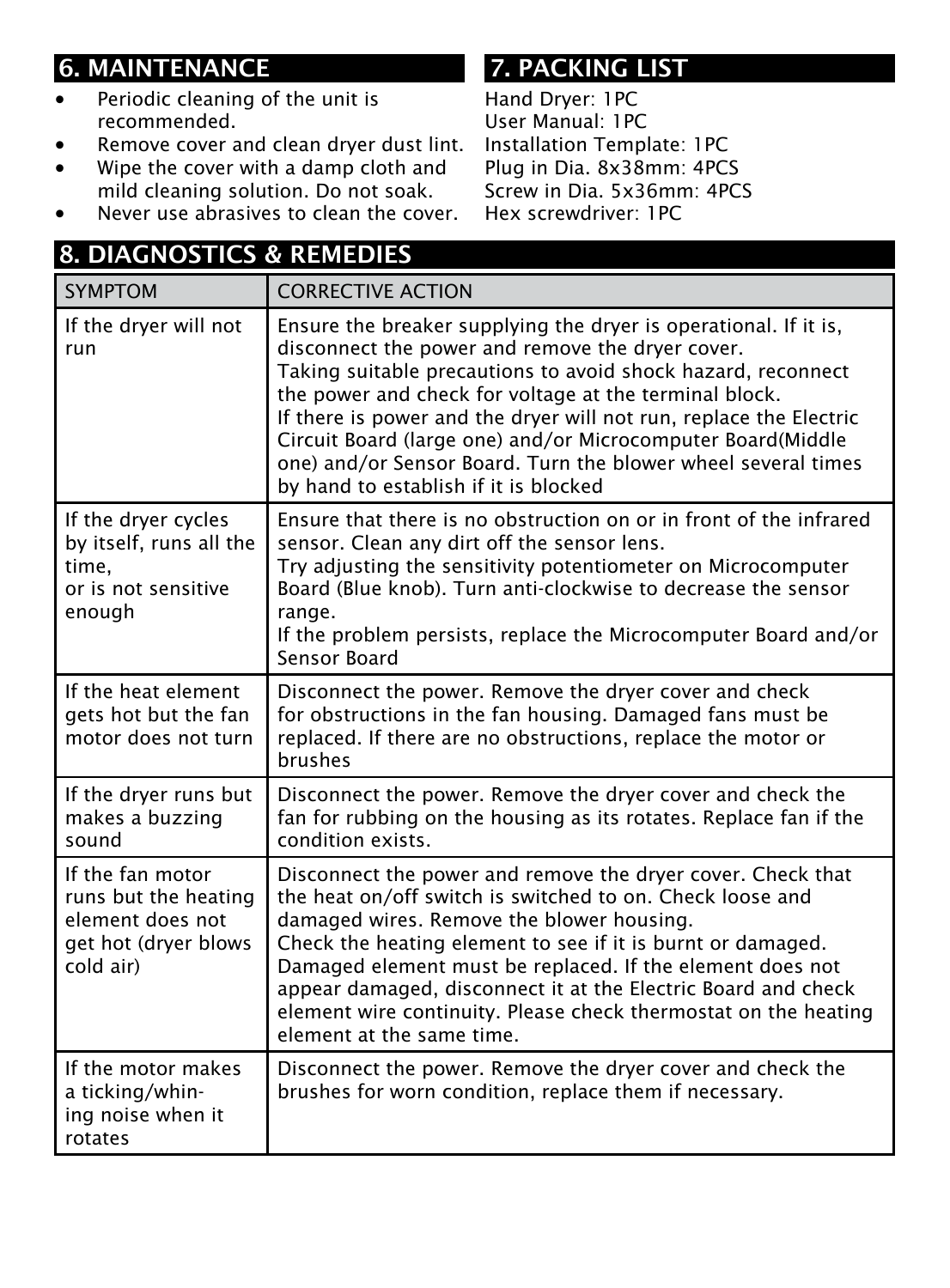## 6. MAINTENANCE

- Periodic cleaning of the unit is recommended.
- Remove cover and clean dryer dust lint.
- Wipe the cover with a damp cloth and mild cleaning solution. Do not soak.
- Never use abrasives to clean the cover.

## 7. PACKING LIST

Hand Dryer: 1PC
User Manual: 1PC
Installation Template: 1PC
Plug in Dia. 8x38mm: 4PCS
Screw in Dia. 5x36mm: 4PCS
Hex screwdriver: 1PC

## 8. DIAGNOSTICS & REMEDIES

| SYMPTOM | CORRECTIVE ACTION |
|---|---|
| If the dryer will not run | Ensure the breaker supplying the dryer is operational. If it is, disconnect the power and remove the dryer cover. Taking suitable precautions to avoid shock hazard, reconnect the power and check for voltage at the terminal block. If there is power and the dryer will not run, replace the Electric Circuit Board (large one) and/or Microcomputer Board(Middle one) and/or Sensor Board. Turn the blower wheel several times by hand to establish if it is blocked |
| If the dryer cycles by itself, runs all the time, or is not sensitive enough | Ensure that there is no obstruction on or in front of the infrared sensor. Clean any dirt off the sensor lens. Try adjusting the sensitivity potentiometer on Microcomputer Board (Blue knob). Turn anti-clockwise to decrease the sensor range. If the problem persists, replace the Microcomputer Board and/or Sensor Board |
| If the heat element gets hot but the fan motor does not turn | Disconnect the power. Remove the dryer cover and check for obstructions in the fan housing. Damaged fans must be replaced. If there are no obstructions, replace the motor or brushes |
| If the dryer runs but makes a buzzing sound | Disconnect the power. Remove the dryer cover and check the fan for rubbing on the housing as its rotates. Replace fan if the condition exists. |
| If the fan motor runs but the heating element does not get hot (dryer blows cold air) | Disconnect the power and remove the dryer cover. Check that the heat on/off switch is switched to on. Check loose and damaged wires. Remove the blower housing. Check the heating element to see if it is burnt or damaged. Damaged element must be replaced. If the element does not appear damaged, disconnect it at the Electric Board and check element wire continuity. Please check thermostat on the heating element at the same time. |
| If the motor makes a ticking/whining noise when it rotates | Disconnect the power. Remove the dryer cover and check the brushes for worn condition, replace them if necessary. |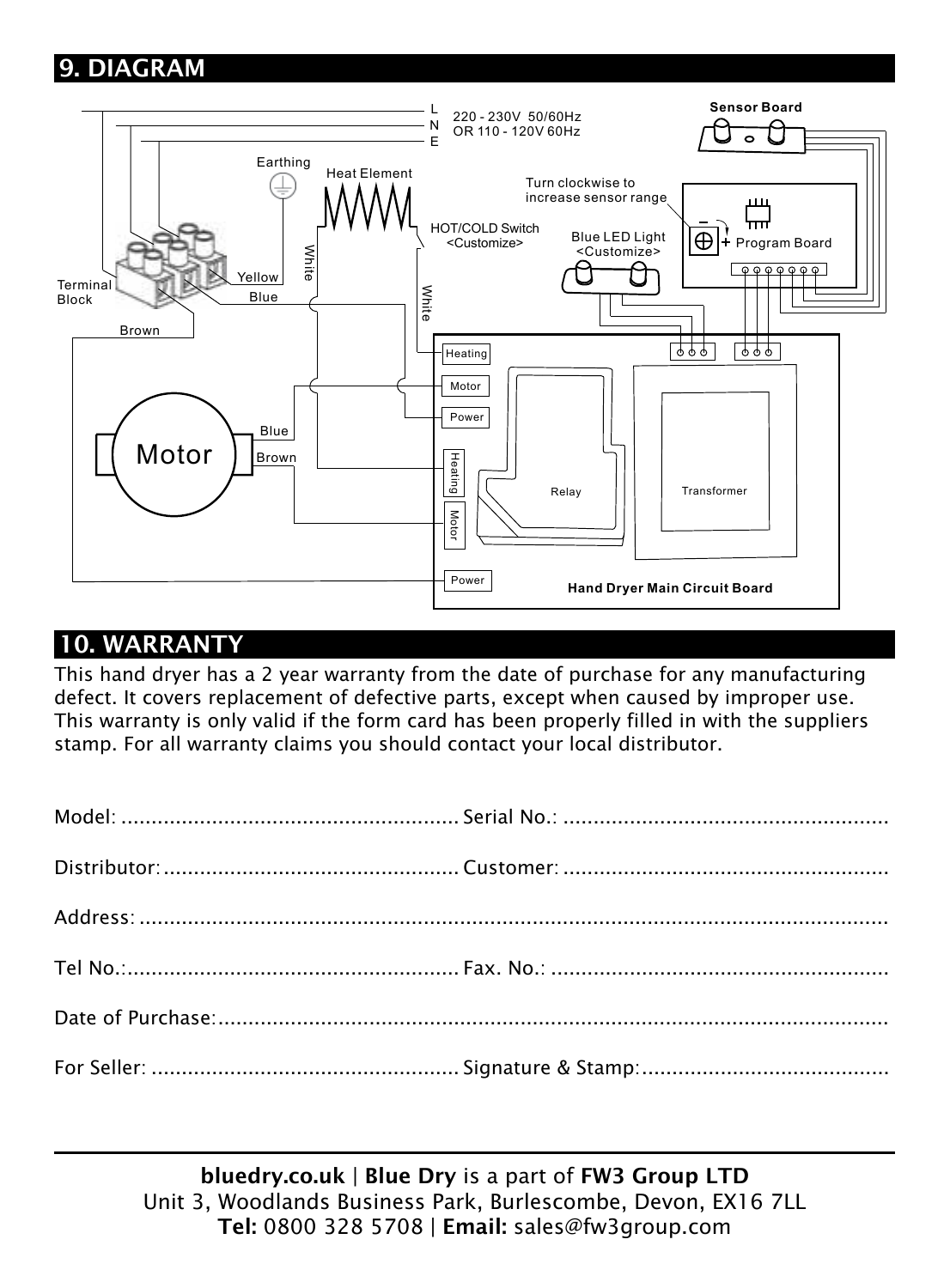## 9. DIAGRAM

L
N
E
220 - 230V 50/60Hz
OR 110 - 120V 60Hz

Sensor Board

Earthing

Heat Element

Turn clockwise to increase sensor range

HOT/COLD Switch <Customize>

Blue LED Light <Customize>

Program Board

Terminal Block

Yellow

Blue

Brown

White

White

Heating

Motor

Power

Motor

Blue

Brown

Heating

Motor

Relay

Transformer

Power

Hand Dryer Main Circuit Board

## 10. WARRANTY

This hand dryer has a 2 year warranty from the date of purchase for any manufacturing defect. It covers replacement of defective parts, except when caused by improper use. This warranty is only valid if the form card has been properly filled in with the suppliers stamp. For all warranty claims you should contact your local distributor.

Model: ........................................................ Serial No.: ......................................................

Distributor: .................................................. Customer: ......................................................

Address: ..........................................................................................................................

Tel No.:........................................................ Fax. No.: ........................................................

Date of Purchase:...............................................................................................................

For Seller: .................................................... Signature & Stamp:.........................................

**bluedry.co.uk** | **Blue Dry** is a part of **FW3 Group LTD**
Unit 3, Woodlands Business Park, Burlescombe, Devon, EX16 7LL
**Tel:** 0800 328 5708 | **Email:** sales@fw3group.com